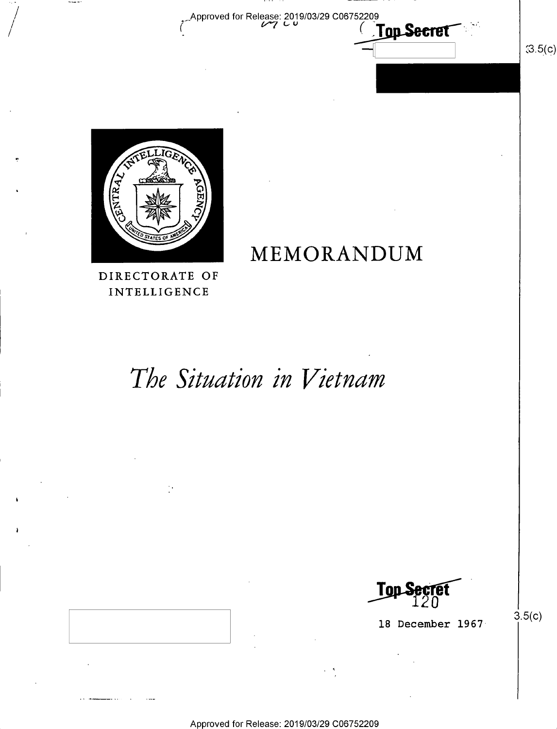Top Secret

3.5(c)

MEMORANDUM

DIRECTORATE OF INTELLIGENCE

# *The Situation in Vietnam*

Top Secret

120

18 December 1967

3.5(c)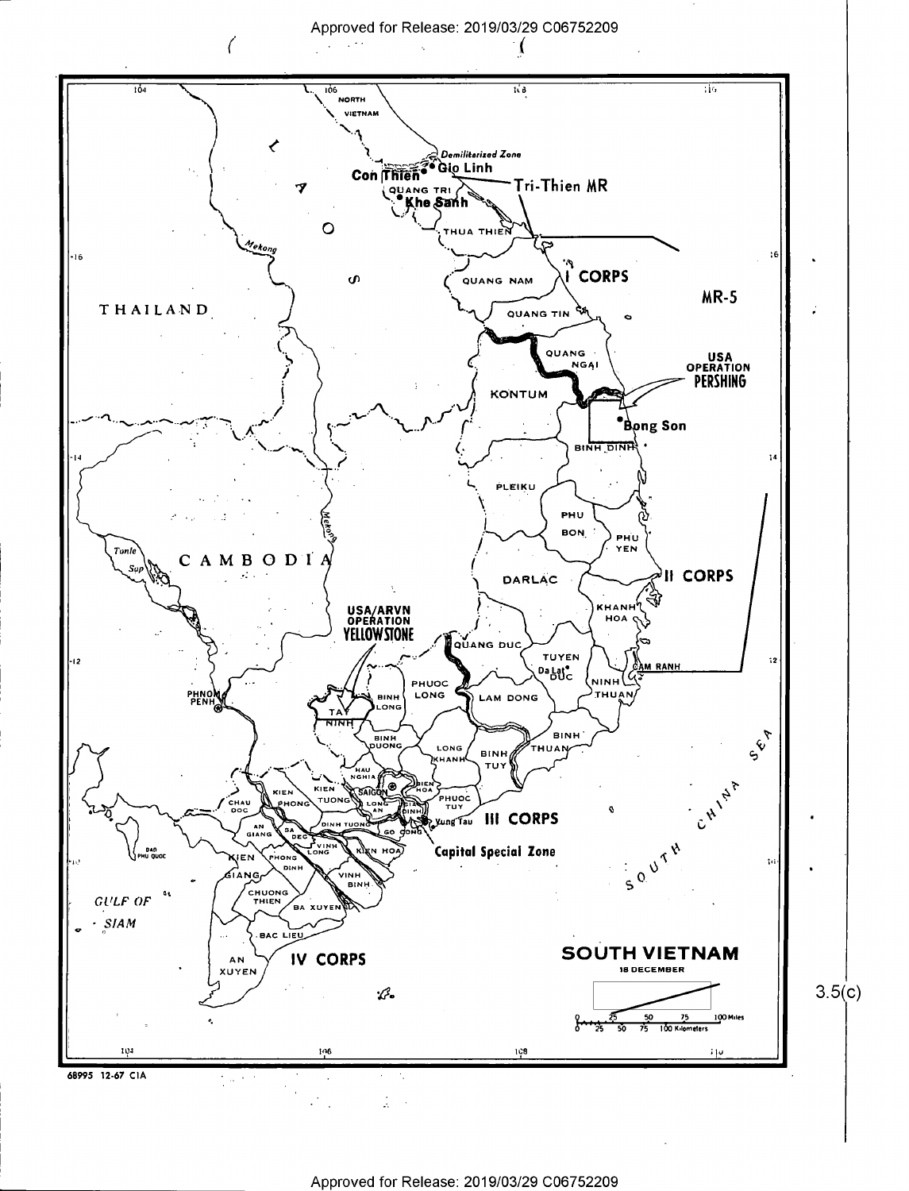**SOUTH VIETNAM**

18 DECEMBER

NORTH VIETNAM

LAOS

THAILAND

CAMBODIA

Demilitarized Zone

Con Thien • Gio Linh

Khe Sanh

Tri-Thien MR

QUANG TRI

THUA THIEN

QUANG NAM

I CORPS

MR-5

QUANG TIN

QUANG NGAI

USA OPERATION PERSHING

KONTUM

Bong Son

BINH DINH

PLEIKU

PHU BON

PHU YEN

DARLAC

II CORPS

KHANH HOA

QUANG DUC

TUYEN DUC

Da Lat

CAM RANH

NINH THUAN

USA/ARVN OPERATION YELLOWSTONE

PHUOC LONG

BINH LONG

TAY NINH

LAM DONG

BINH DUONG

LONG KHANH

BINH TUY

BINH THUAN

HAU NGHIA

SAIGON

BIEN HOA

PHUOC TUY

GIA DINH

LONG AN

Vung Tau

III CORPS

Capital Special Zone

KIEN PHONG

KIEN TUONG

CHAU DOC

DINH TUONG

GO CONG

AN GIANG

SA DEC

VINH LONG

KIEN HOA

PHONG DINH

VINH BINH

KIEN GIANG

CHUONG THIEN

BA XUYEN

BAC LIEU

AN XUYEN

IV CORPS

Tonle Sap

PHNOM PENH

Mekong

DAO PHU QUOC

GULF OF SIAM

SOUTH CHINA SEA

0 25 50 75 100 Miles

0 25 50 75 100 Kilometers

68995 12-67 CIA

3.5(c)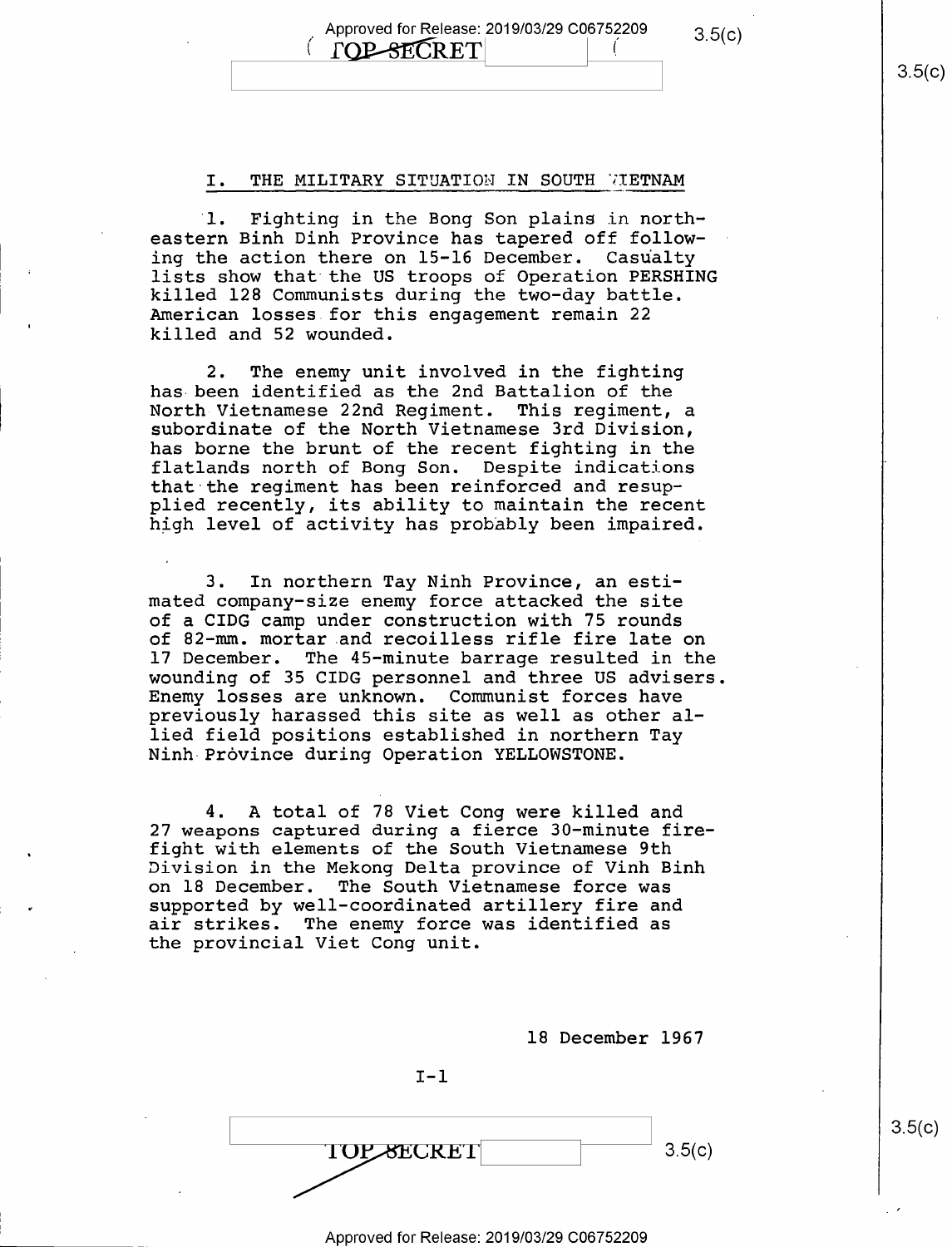## I. THE MILITARY SITUATION IN SOUTH VIETNAM

1. Fighting in the Bong Son plains in northeastern Binh Dinh Province has tapered off following the action there on 15-16 December. Casualty lists show that the US troops of Operation PERSHING killed 128 Communists during the two-day battle. American losses for this engagement remain 22 killed and 52 wounded.

2. The enemy unit involved in the fighting has been identified as the 2nd Battalion of the North Vietnamese 22nd Regiment. This regiment, a subordinate of the North Vietnamese 3rd Division, has borne the brunt of the recent fighting in the flatlands north of Bong Son. Despite indications that the regiment has been reinforced and resupplied recently, its ability to maintain the recent high level of activity has probably been impaired.

3. In northern Tay Ninh Province, an estimated company-size enemy force attacked the site of a CIDG camp under construction with 75 rounds of 82-mm. mortar and recoilless rifle fire late on 17 December. The 45-minute barrage resulted in the wounding of 35 CIDG personnel and three US advisers. Enemy losses are unknown. Communist forces have previously harassed this site as well as other allied field positions established in northern Tay Ninh Province during Operation YELLOWSTONE.

4. A total of 78 Viet Cong were killed and 27 weapons captured during a fierce 30-minute firefight with elements of the South Vietnamese 9th Division in the Mekong Delta province of Vinh Binh on 18 December. The South Vietnamese force was supported by well-coordinated artillery fire and air strikes. The enemy force was identified as the provincial Viet Cong unit.

18 December 1967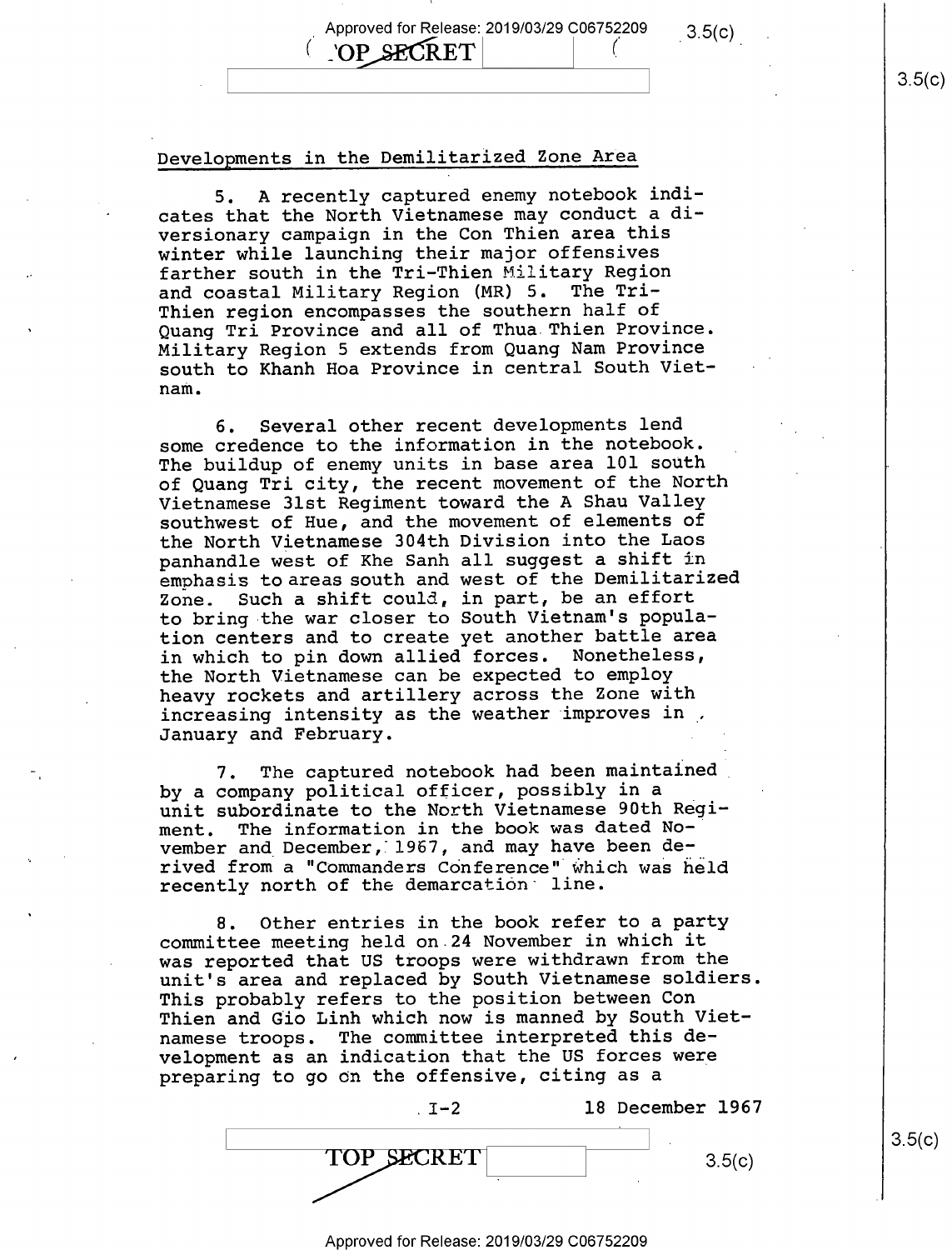## Developments in the Demilitarized Zone Area

5. A recently captured enemy notebook indicates that the North Vietnamese may conduct a diversionary campaign in the Con Thien area this winter while launching their major offensives farther south in the Tri-Thien Military Region and coastal Military Region (MR) 5. The Tri-Thien region encompasses the southern half of Quang Tri Province and all of Thua Thien Province. Military Region 5 extends from Quang Nam Province south to Khanh Hoa Province in central South Vietnam.

6. Several other recent developments lend some credence to the information in the notebook. The buildup of enemy units in base area 101 south of Quang Tri city, the recent movement of the North Vietnamese 31st Regiment toward the A Shau Valley southwest of Hue, and the movement of elements of the North Vietnamese 304th Division into the Laos panhandle west of Khe Sanh all suggest a shift in emphasis to areas south and west of the Demilitarized Zone. Such a shift could, in part, be an effort to bring the war closer to South Vietnam's population centers and to create yet another battle area in which to pin down allied forces. Nonetheless, the North Vietnamese can be expected to employ heavy rockets and artillery across the Zone with increasing intensity as the weather improves in January and February.

7. The captured notebook had been maintained by a company political officer, possibly in a unit subordinate to the North Vietnamese 90th Regiment. The information in the book was dated November and December, 1967, and may have been derived from a "Commanders Conference" which was held recently north of the demarcation line.

8. Other entries in the book refer to a party committee meeting held on 24 November in which it was reported that US troops were withdrawn from the unit's area and replaced by South Vietnamese soldiers. This probably refers to the position between Con Thien and Gio Linh which now is manned by South Vietnamese troops. The committee interpreted this development as an indication that the US forces were preparing to go on the offensive, citing as a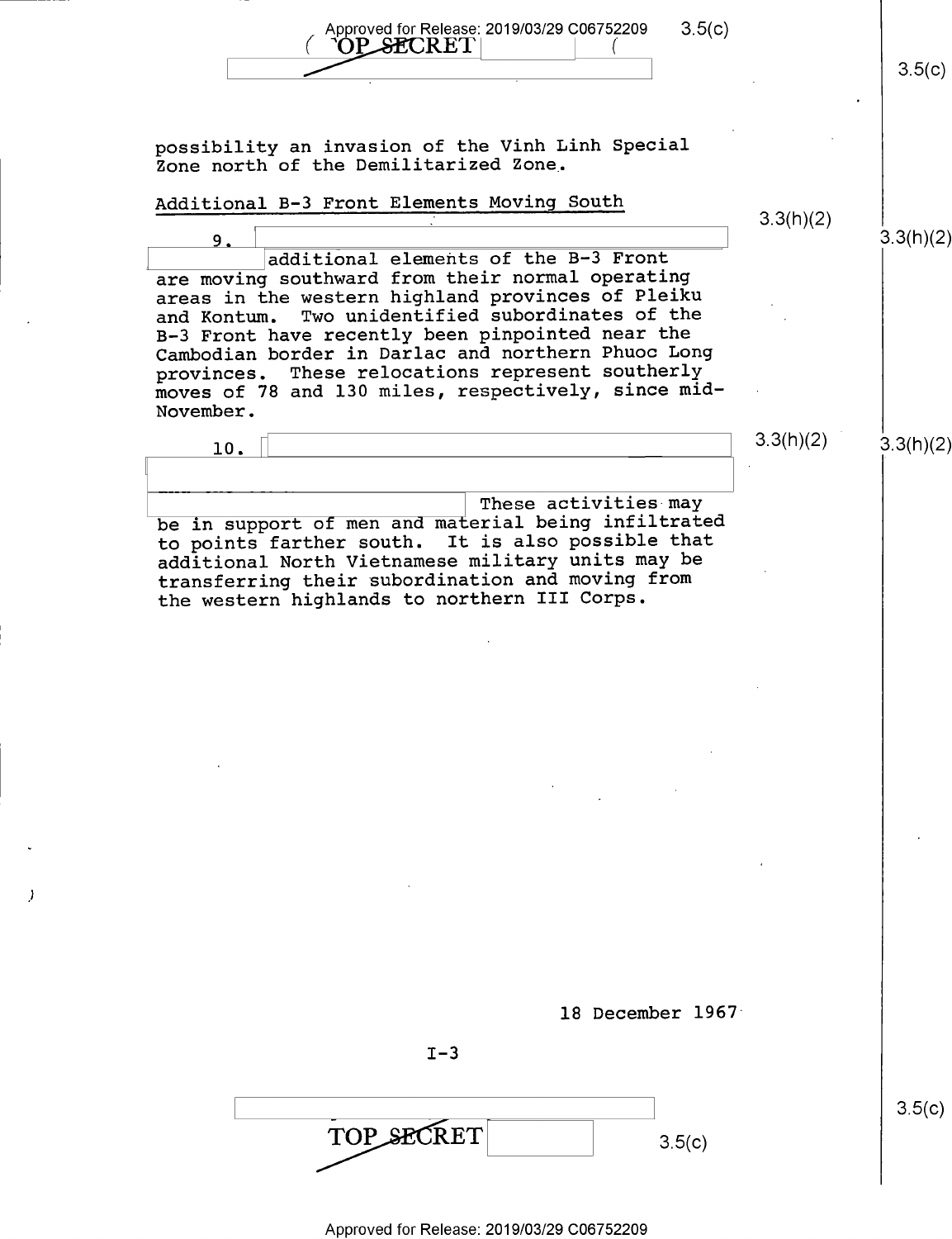possibility an invasion of the Vinh Linh Special Zone north of the Demilitarized Zone.

## Additional B-3 Front Elements Moving South

9. additional elements of the B-3 Front are moving southward from their normal operating areas in the western highland provinces of Pleiku and Kontum. Two unidentified subordinates of the B-3 Front have recently been pinpointed near the Cambodian border in Darlac and northern Phuoc Long provinces. These relocations represent southerly moves of 78 and 130 miles, respectively, since mid-November.

10. These activities may be in support of men and material being infiltrated to points farther south. It is also possible that additional North Vietnamese military units may be transferring their subordination and moving from the western highlands to northern III Corps.

18 December 1967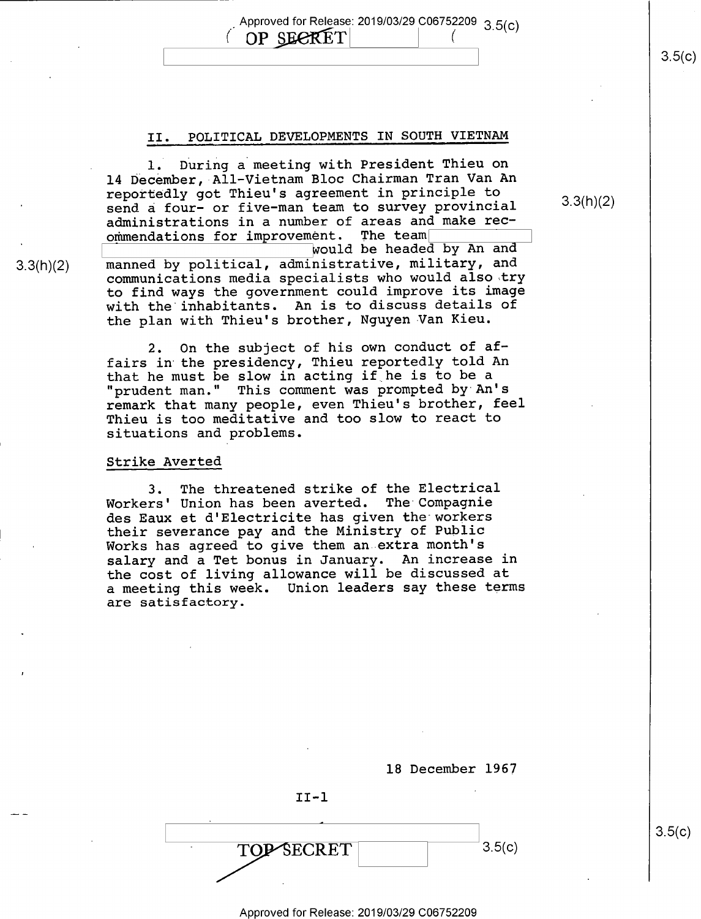## II. POLITICAL DEVELOPMENTS IN SOUTH VIETNAM

1. During a meeting with President Thieu on 14 December, All-Vietnam Bloc Chairman Tran Van An reportedly got Thieu's agreement in principle to send a four- or five-man team to survey provincial administrations in a number of areas and make recommendations for improvement. The team would be headed by An and manned by political, administrative, military, and communications media specialists who would also try to find ways the government could improve its image with the inhabitants. An is to discuss details of the plan with Thieu's brother, Nguyen Van Kieu.

2. On the subject of his own conduct of affairs in the presidency, Thieu reportedly told An that he must be slow in acting if he is to be a "prudent man." This comment was prompted by An's remark that many people, even Thieu's brother, feel Thieu is too meditative and too slow to react to situations and problems.

### Strike Averted

3. The threatened strike of the Electrical Workers' Union has been averted. The Compagnie des Eaux et d'Electricite has given the workers their severance pay and the Ministry of Public Works has agreed to give them an extra month's salary and a Tet bonus in January. An increase in the cost of living allowance will be discussed at a meeting this week. Union leaders say these terms are satisfactory.

18 December 1967

II-1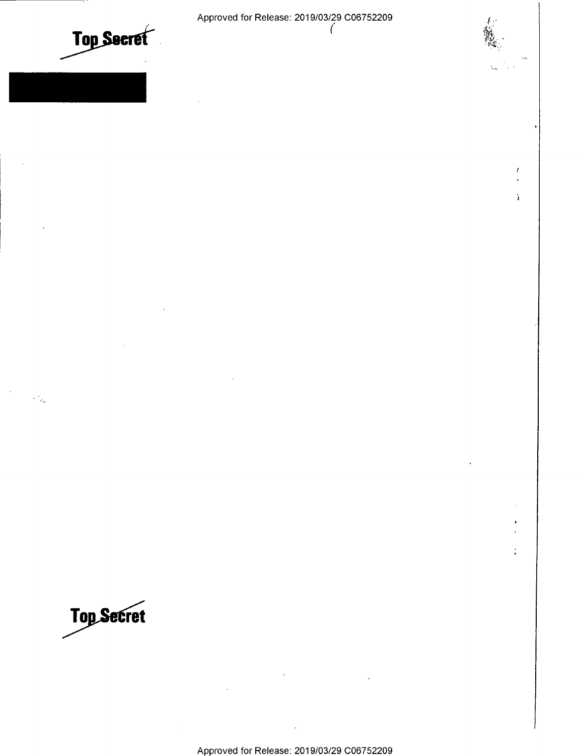Top Secret

Top Secret